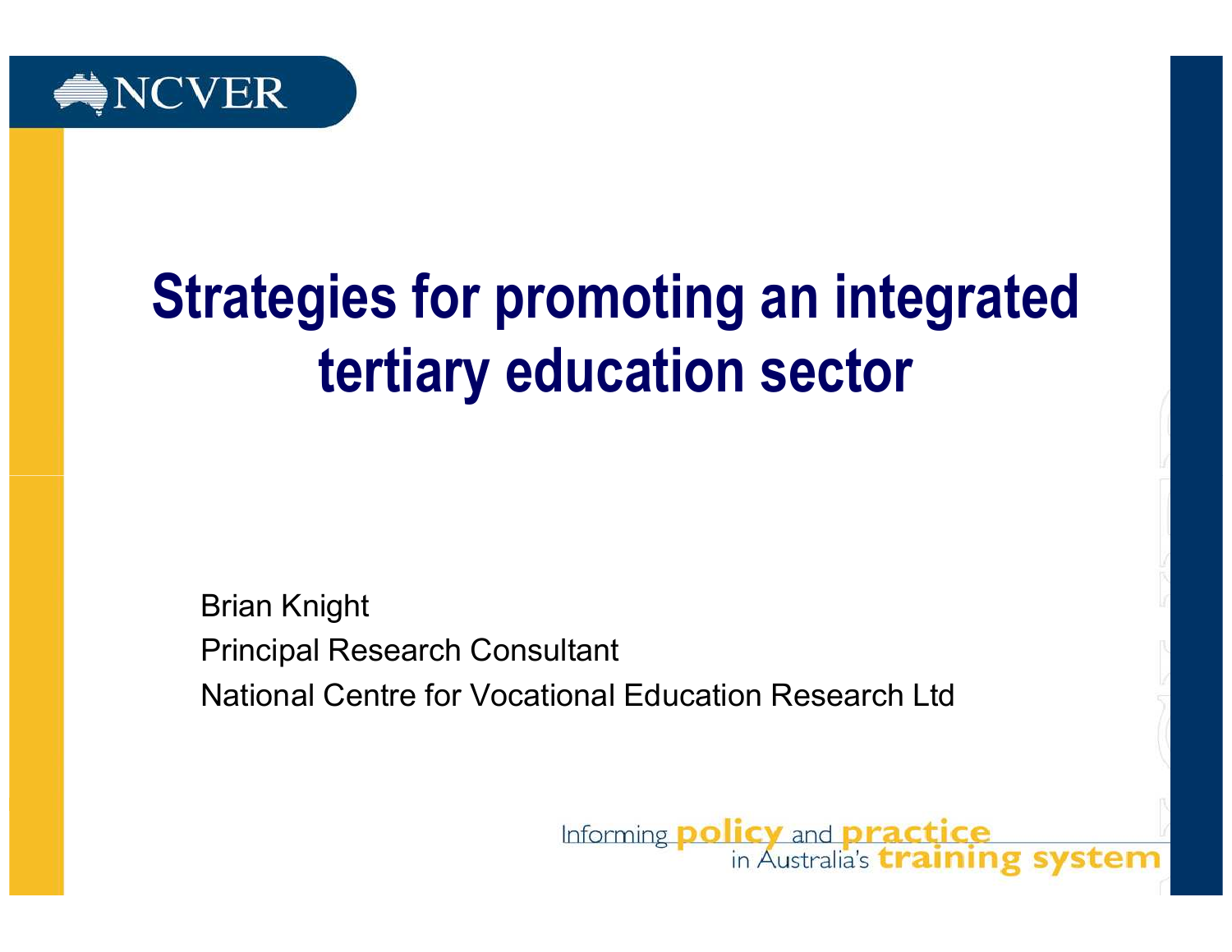NCVER

# Strategies for promoting an integrated tertiary education sector

Brian Knight

Principal Research Consultant

National Centre for Vocational Education Research Ltd

Informing **policy** and **practice** in Australia's **training system**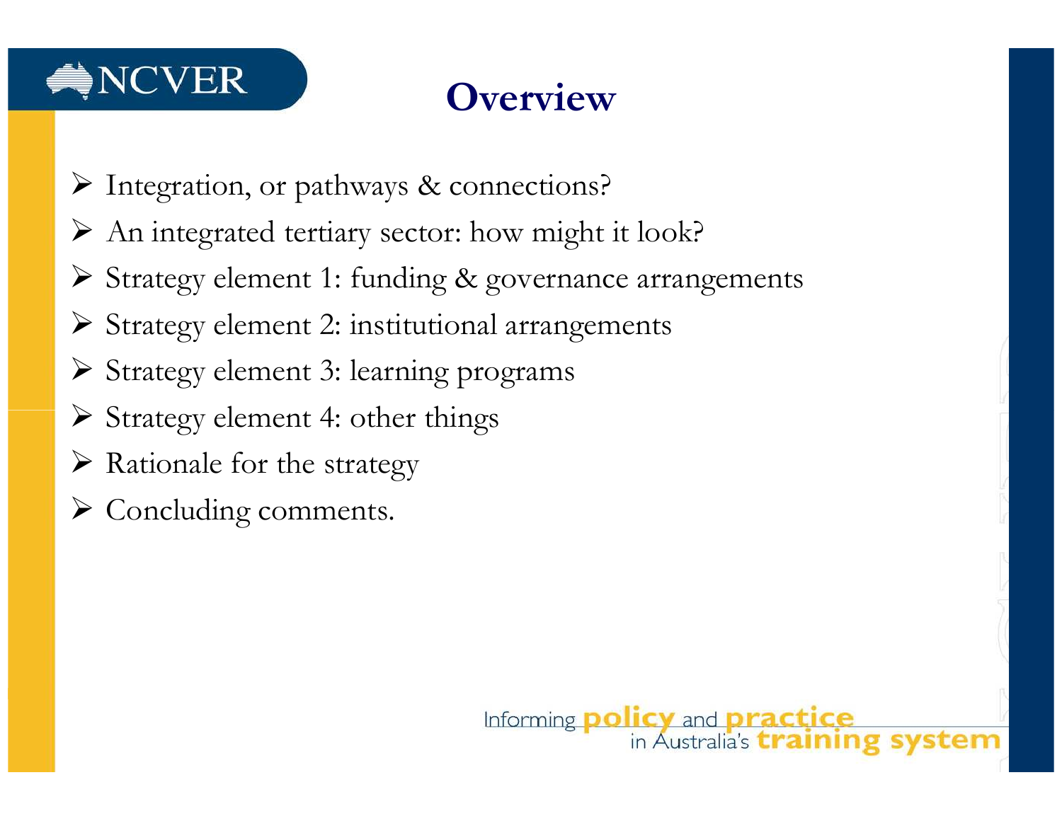# Overview

- Integration, or pathways & connections?
- An integrated tertiary sector: how might it look?
- Strategy element 1: funding & governance arrangements
- Strategy element 2: institutional arrangements
- Strategy element 3: learning programs
- Strategy element 4: other things
- Rationale for the strategy
- Concluding comments.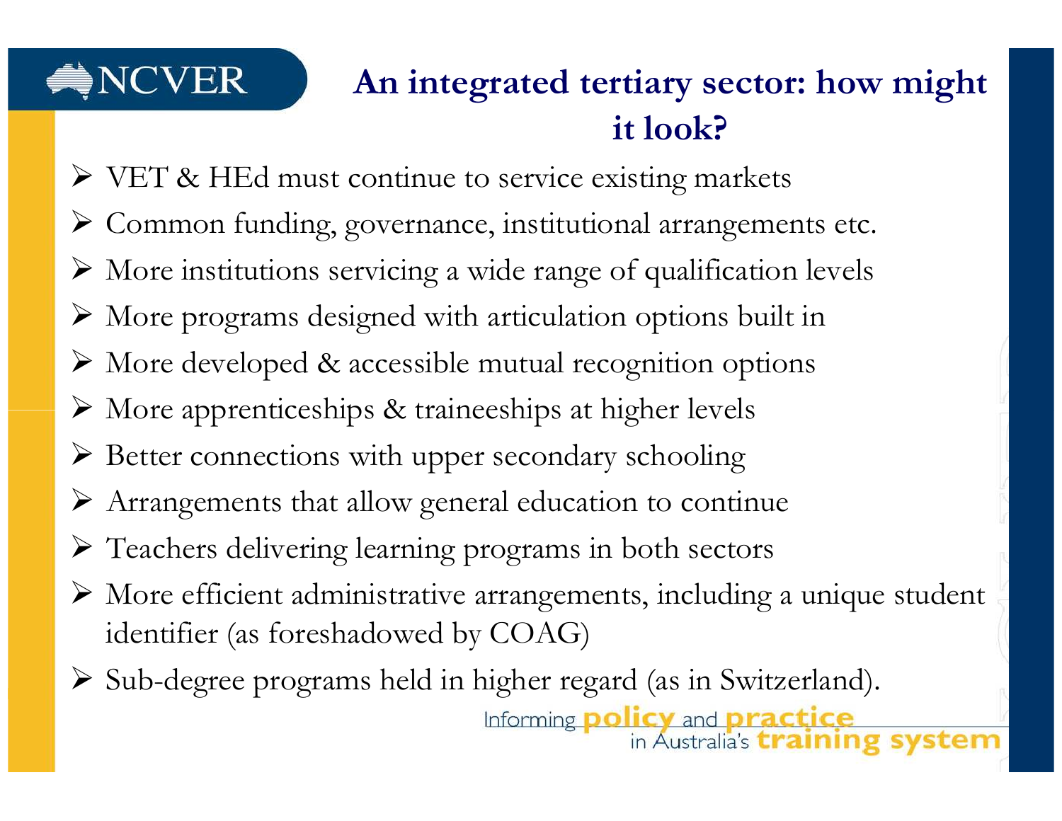## An integrated tertiary sector: how might it look?

- VET & HEd must continue to service existing markets
- Common funding, governance, institutional arrangements etc.
- More institutions servicing a wide range of qualification levels
- More programs designed with articulation options built in
- More developed & accessible mutual recognition options
- More apprenticeships & traineeships at higher levels
- Better connections with upper secondary schooling
- Arrangements that allow general education to continue
- Teachers delivering learning programs in both sectors
- More efficient administrative arrangements, including a unique student identifier (as foreshadowed by COAG)
- Sub-degree programs held in higher regard (as in Switzerland).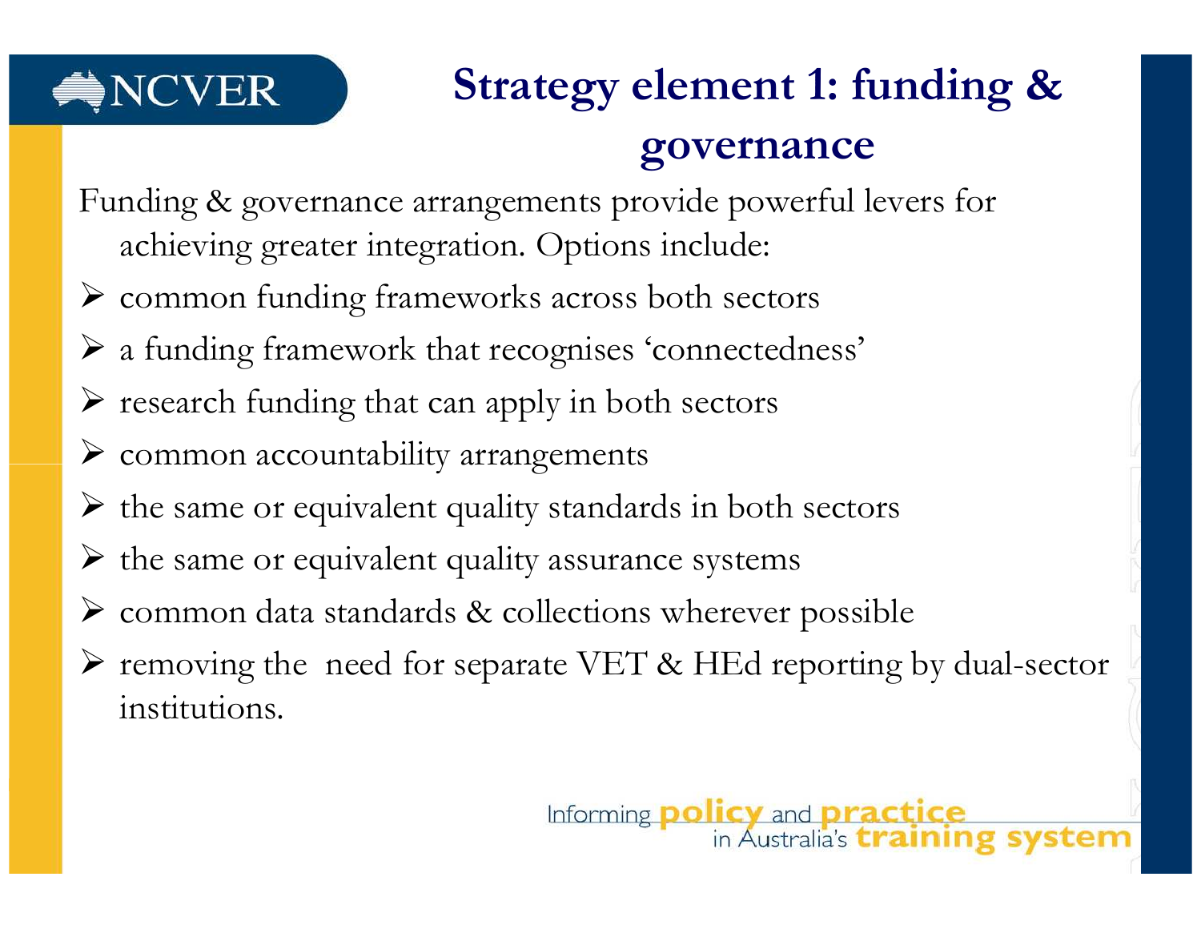# Strategy element 1: funding & governance

Funding & governance arrangements provide powerful levers for achieving greater integration. Options include:

- common funding frameworks across both sectors
- a funding framework that recognises 'connectedness'
- research funding that can apply in both sectors
- common accountability arrangements
- the same or equivalent quality standards in both sectors
- the same or equivalent quality assurance systems
- common data standards & collections wherever possible
- removing the need for separate VET & HEd reporting by dual-sector institutions.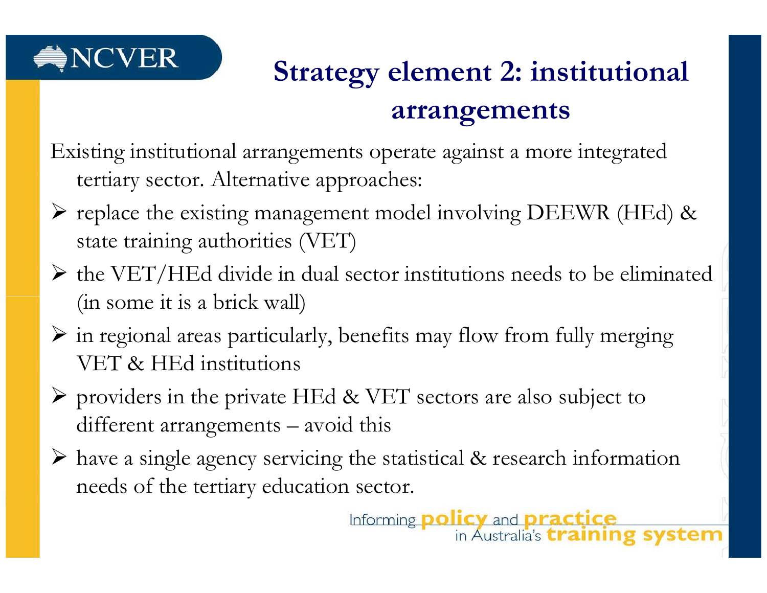# Strategy element 2: institutional arrangements

Existing institutional arrangements operate against a more integrated tertiary sector. Alternative approaches:

- replace the existing management model involving DEEWR (HEd) & state training authorities (VET)
- the VET/HEd divide in dual sector institutions needs to be eliminated (in some it is a brick wall)
- in regional areas particularly, benefits may flow from fully merging VET & HEd institutions
- providers in the private HEd & VET sectors are also subject to different arrangements – avoid this
- have a single agency servicing the statistical & research information needs of the tertiary education sector.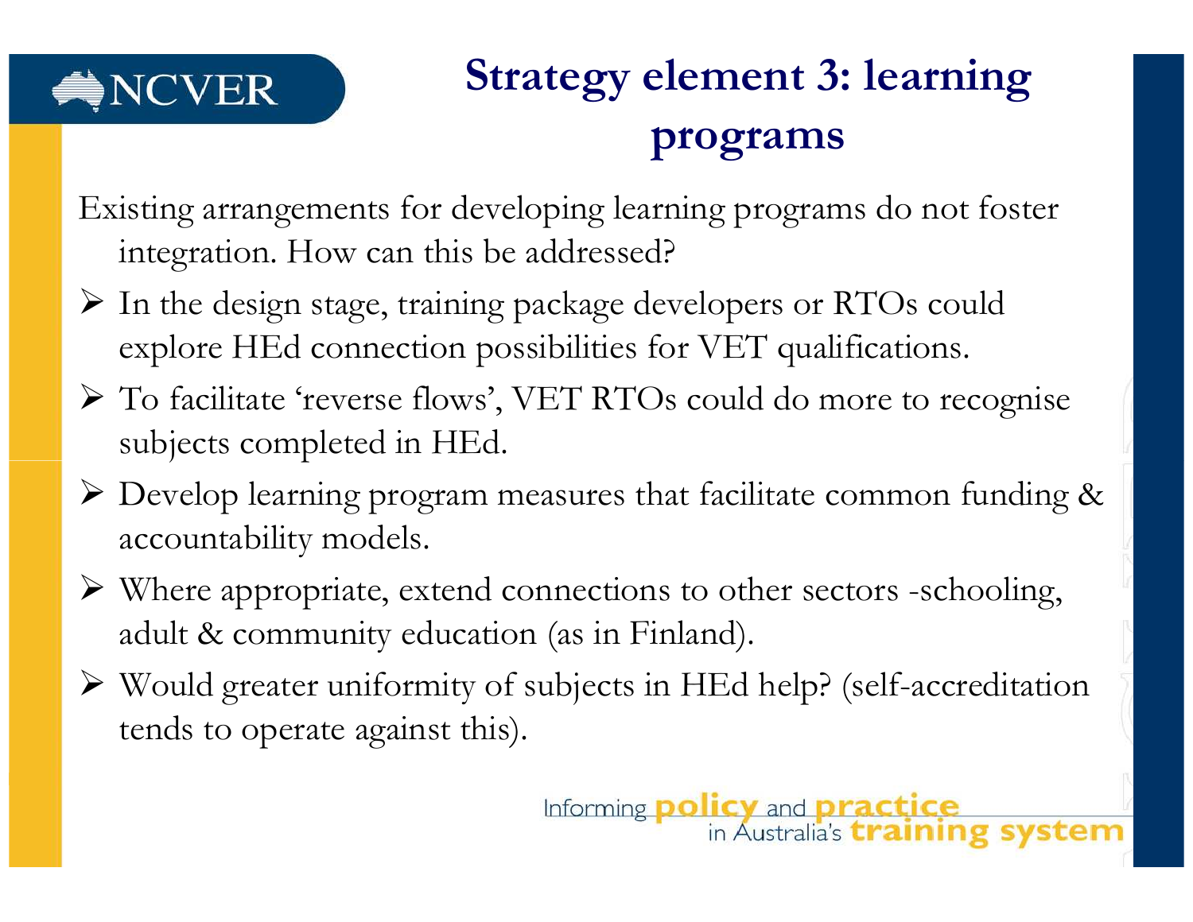# Strategy element 3: learning programs

Existing arrangements for developing learning programs do not foster integration. How can this be addressed?

- In the design stage, training package developers or RTOs could explore HEd connection possibilities for VET qualifications.
- To facilitate 'reverse flows', VET RTOs could do more to recognise subjects completed in HEd.
- Develop learning program measures that facilitate common funding & accountability models.
- Where appropriate, extend connections to other sectors -schooling, adult & community education (as in Finland).
- Would greater uniformity of subjects in HEd help? (self-accreditation tends to operate against this).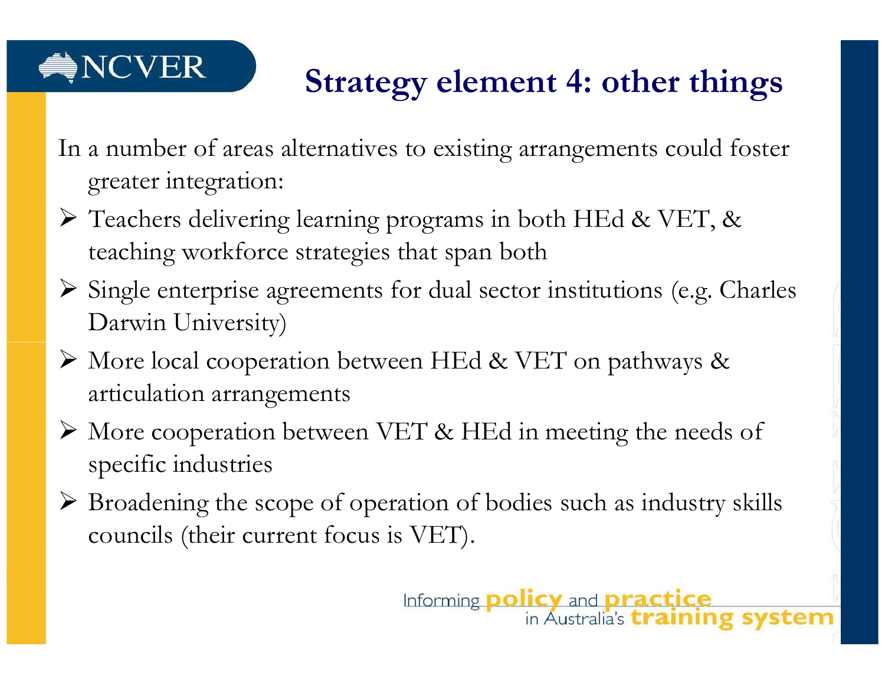## Strategy element 4: other things

In a number of areas alternatives to existing arrangements could foster greater integration:

- Teachers delivering learning programs in both HEd & VET, & teaching workforce strategies that span both
- Single enterprise agreements for dual sector institutions (e.g. Charles Darwin University)
- More local cooperation between HEd & VET on pathways & articulation arrangements
- More cooperation between VET & HEd in meeting the needs of specific industries
- Broadening the scope of operation of bodies such as industry skills councils (their current focus is VET).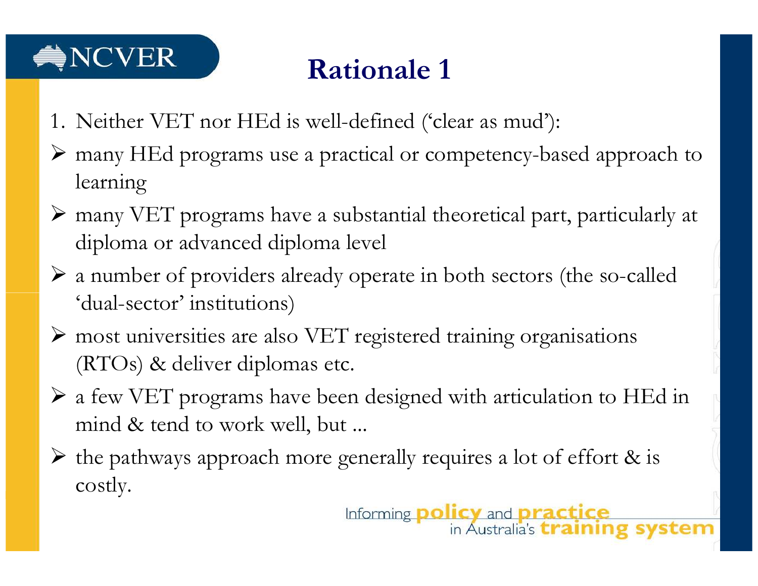# Rationale 1

1. Neither VET nor HEd is well-defined ('clear as mud'):

- many HEd programs use a practical or competency-based approach to learning
- many VET programs have a substantial theoretical part, particularly at diploma or advanced diploma level
- a number of providers already operate in both sectors (the so-called 'dual-sector' institutions)
- most universities are also VET registered training organisations (RTOs) & deliver diplomas etc.
- a few VET programs have been designed with articulation to HEd in mind & tend to work well, but ...
- the pathways approach more generally requires a lot of effort & is costly.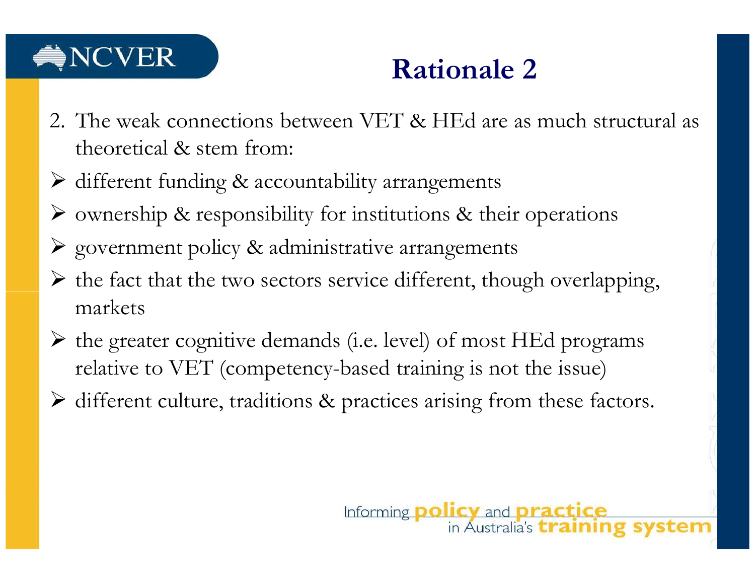# Rationale 2

2. The weak connections between VET & HEd are as much structural as theoretical & stem from:

- different funding & accountability arrangements
- ownership & responsibility for institutions & their operations
- government policy & administrative arrangements
- the fact that the two sectors service different, though overlapping, markets
- the greater cognitive demands (i.e. level) of most HEd programs relative to VET (competency-based training is not the issue)
- different culture, traditions & practices arising from these factors.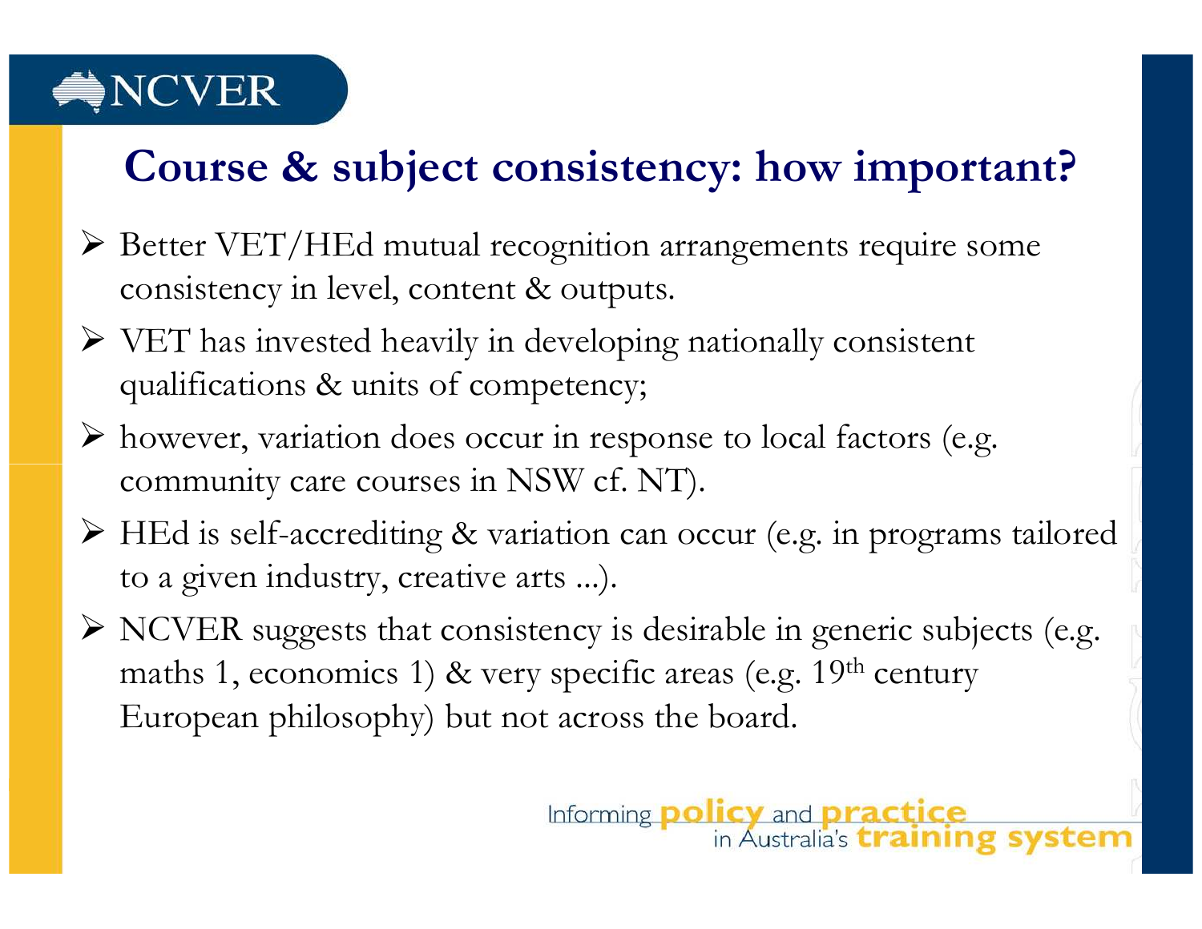# Course & subject consistency: how important?

- Better VET/HEd mutual recognition arrangements require some consistency in level, content & outputs.
- VET has invested heavily in developing nationally consistent qualifications & units of competency;
- however, variation does occur in response to local factors (e.g. community care courses in NSW cf. NT).
- HEd is self-accrediting & variation can occur (e.g. in programs tailored to a given industry, creative arts ...).
- NCVER suggests that consistency is desirable in generic subjects (e.g. maths 1, economics 1) & very specific areas (e.g. 19th century European philosophy) but not across the board.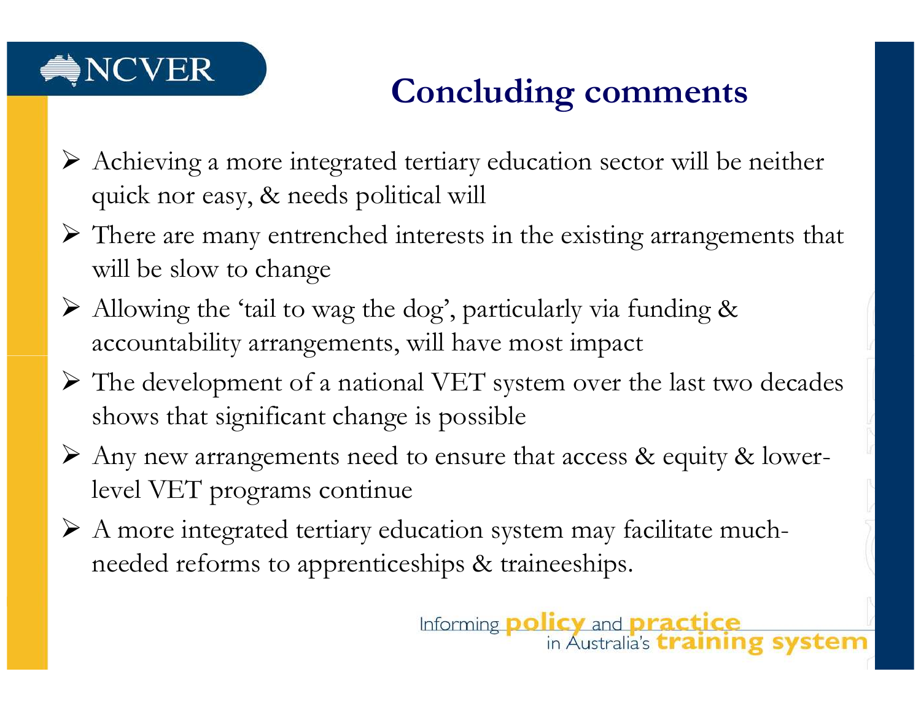# Concluding comments

- Achieving a more integrated tertiary education sector will be neither quick nor easy, & needs political will
- There are many entrenched interests in the existing arrangements that will be slow to change
- Allowing the 'tail to wag the dog', particularly via funding & accountability arrangements, will have most impact
- The development of a national VET system over the last two decades shows that significant change is possible
- Any new arrangements need to ensure that access & equity & lower-level VET programs continue
- A more integrated tertiary education system may facilitate much-needed reforms to apprenticeships & traineeships.